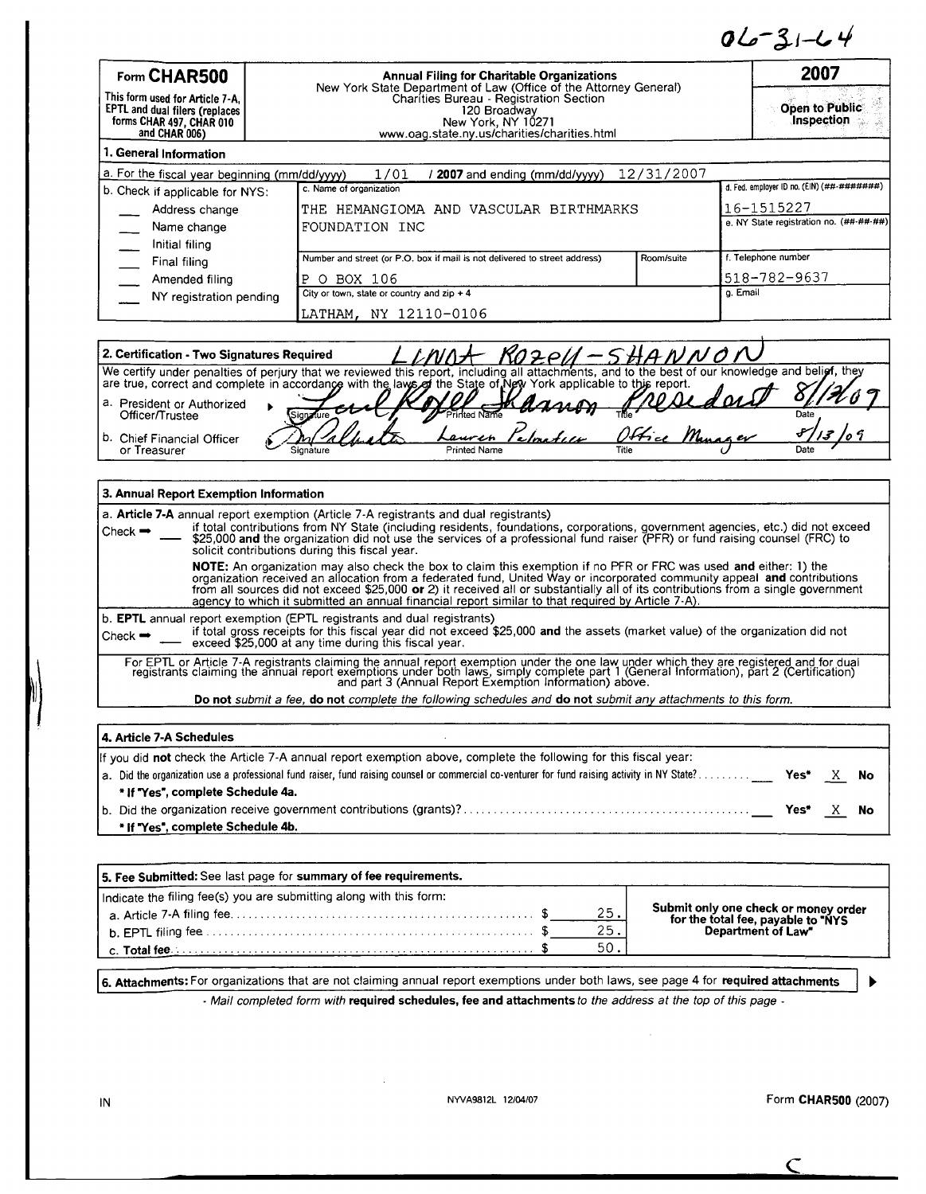06-31-64

**Form CHAR500**

This form used for Article 7-A, EPTL and dual filers (replaces forms CHAR 497, CHAR 010 and CHAR 006)

**Annual Filing for Charitable Organizations**
New York State Department of Law (Office of the Attorney General)
Charities Bureau - Registration Section
120 Broadway
New York, NY 10271
www.oag.state.ny.us/charities/charities.html

**2007**

**Open to Public Inspection**

## 1. General Information

a. For the fiscal year beginning (mm/dd/yyyy) 1/01 / **2007** and ending (mm/dd/yyyy) 12/31/2007

b. Check if applicable for NYS:
- ___ Address change
- ___ Name change
- ___ Initial filing
- ___ Final filing
- ___ Amended filing
- ___ NY registration pending

c. Name of organization: THE HEMANGIOMA AND VASCULAR BIRTHMARKS FOUNDATION INC

Number and street (or P.O. box if mail is not delivered to street address): P O BOX 106 | Room/suite:

City or town, state or country and zip + 4: LATHAM, NY 12110-0106

d. Fed. employer ID no. (EIN) (##-#######): 16-1515227

e. NY State registration no. (##-##-##):

f. Telephone number: 518-782-9637

g. Email:

## 2. Certification - Two Signatures Required

LINDA ROZELL-SHANNON

We certify under penalties of perjury that we reviewed this report, including all attachments, and to the best of our knowledge and belief, they are true, correct and complete in accordance with the laws of the State of New York applicable to this report.

| | Signature | Printed Name | Title | Date |
|---|---|---|---|---|
| a. President or Authorized Officer/Trustee | [signature] | Linda Rozell Shannon | President | 8/12/09 |
| b. Chief Financial Officer or Treasurer | [signature] | Lauren Palmatier | Office Manager | 8/13/09 |

## 3. Annual Report Exemption Information

a. **Article 7-A** annual report exemption (Article 7-A registrants and dual registrants)

Check ➡ ___ if total contributions from NY State (including residents, foundations, corporations, government agencies, etc.) did not exceed $25,000 **and** the organization did not use the services of a professional fund raiser (PFR) or fund raising counsel (FRC) to solicit contributions during this fiscal year.

**NOTE:** An organization may also check the box to claim this exemption if no PFR or FRC was used **and** either: 1) the organization received an allocation from a federated fund, United Way or incorporated community appeal **and** contributions from all sources did not exceed $25,000 **or** 2) it received all or substantially all of its contributions from a single government agency to which it submitted an annual financial report similar to that required by Article 7-A).

b. **EPTL** annual report exemption (EPTL registrants and dual registrants)

Check ➡ ___ if total gross receipts for this fiscal year did not exceed $25,000 **and** the assets (market value) of the organization did not exceed $25,000 at any time during this fiscal year.

For EPTL or Article 7-A registrants claiming the annual report exemption under the one law under which they are registered and for dual registrants claiming the annual report exemptions under both laws, simply complete part 1 (General Information), part 2 (Certification) and part 3 (Annual Report Exemption Information) above.

**Do not** *submit a fee,* **do not** *complete the following schedules and* **do not** *submit any attachments to this form.*

## 4. Article 7-A Schedules

If you did **not** check the Article 7-A annual report exemption above, complete the following for this fiscal year:

a. Did the organization use a professional fund raiser, fund raising counsel or commercial co-venturer for fund raising activity in NY State? ___ Yes* X No

**\* If "Yes", complete Schedule 4a.**

b. Did the organization receive government contributions (grants)? ___ Yes* X No

**\* If "Yes", complete Schedule 4b.**

## 5. Fee Submitted: See last page for summary of fee requirements.

Indicate the filing fee(s) you are submitting along with this form:

| | |
|---|---|
| a. Article 7-A filing fee | $ 25. |
| b. EPTL filing fee | $ 25. |
| c. Total fee | $ 50. |

**Submit only one check or money order for the total fee, payable to "NYS Department of Law"**

**6. Attachments:** For organizations that are not claiming annual report exemptions under both laws, see page 4 for **required attachments** ▶

*- Mail completed form with* **required schedules, fee and attachments** *to the address at the top of this page -*

IN NYVA9812L 12/04/07 Form **CHAR500** (2007)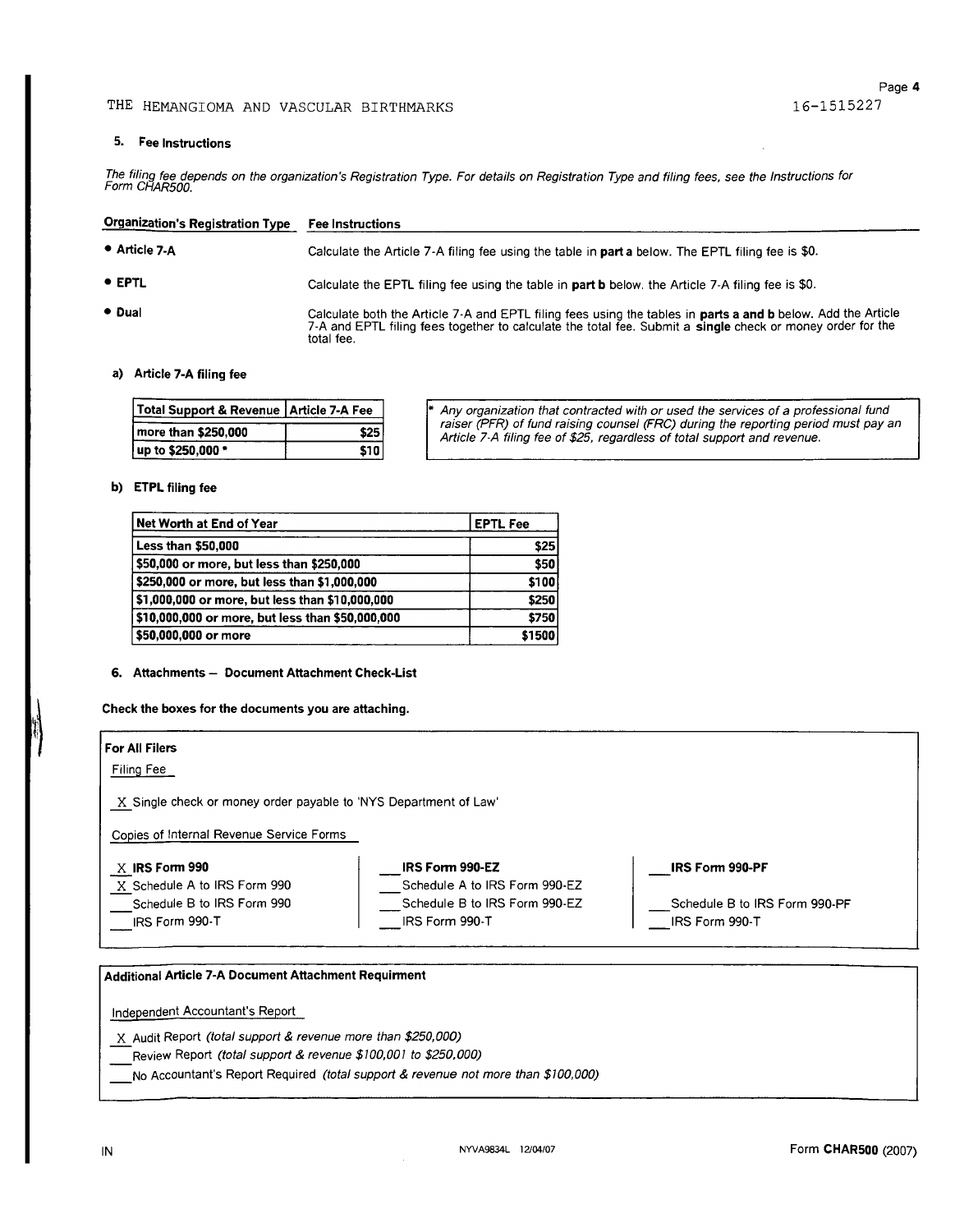THE HEMANGIOMA AND VASCULAR BIRTHMARKS 16-1515227

### 5. Fee Instructions

*The filing fee depends on the organization's Registration Type. For details on Registration Type and filing fees, see the Instructions for Form CHAR500.*

| Organization's Registration Type | Fee Instructions |
|---|---|
| • **Article 7-A** | Calculate the Article 7-A filing fee using the table in **part a** below. The EPTL filing fee is $0. |
| • **EPTL** | Calculate the EPTL filing fee using the table in **part b** below. the Article 7-A filing fee is $0. |
| • **Dual** | Calculate both the Article 7-A and EPTL filing fees using the tables in **parts a and b** below. Add the Article 7-A and EPTL filing fees together to calculate the total fee. Submit a **single** check or money order for the total fee. |

#### a) Article 7-A filing fee

| Total Support & Revenue | Article 7-A Fee |
|---|---|
| more than $250,000 | $25 |
| up to $250,000 * | $10 |

\* *Any organization that contracted with or used the services of a professional fund raiser (PFR) of fund raising counsel (FRC) during the reporting period must pay an Article 7-A filing fee of $25, regardless of total support and revenue.*

#### b) ETPL filing fee

| Net Worth at End of Year | EPTL Fee |
|---|---|
| Less than $50,000 | $25 |
| $50,000 or more, but less than $250,000 | $50 |
| $250,000 or more, but less than $1,000,000 | $100 |
| $1,000,000 or more, but less than $10,000,000 | $250 |
| $10,000,000 or more, but less than $50,000,000 | $750 |
| $50,000,000 or more | $1500 |

### 6. Attachments – Document Attachment Check-List

**Check the boxes for the documents you are attaching.**

**For All Filers**

Filing Fee

X Single check or money order payable to 'NYS Department of Law'

Copies of Internal Revenue Service Forms

| | | |
|---|---|---|
| X **IRS Form 990** | ___ **IRS Form 990-EZ** | ___ **IRS Form 990-PF** |
| X Schedule A to IRS Form 990 | ___ Schedule A to IRS Form 990-EZ | |
| ___ Schedule B to IRS Form 990 | ___ Schedule B to IRS Form 990-EZ | ___ Schedule B to IRS Form 990-PF |
| ___ IRS Form 990-T | ___ IRS Form 990-T | ___ IRS Form 990-T |

**Additional Article 7-A Document Attachment Requirment**

Independent Accountant's Report

X Audit Report *(total support & revenue more than $250,000)*

___ Review Report *(total support & revenue $100,001 to $250,000)*

___ No Accountant's Report Required *(total support & revenue not more than $100,000)*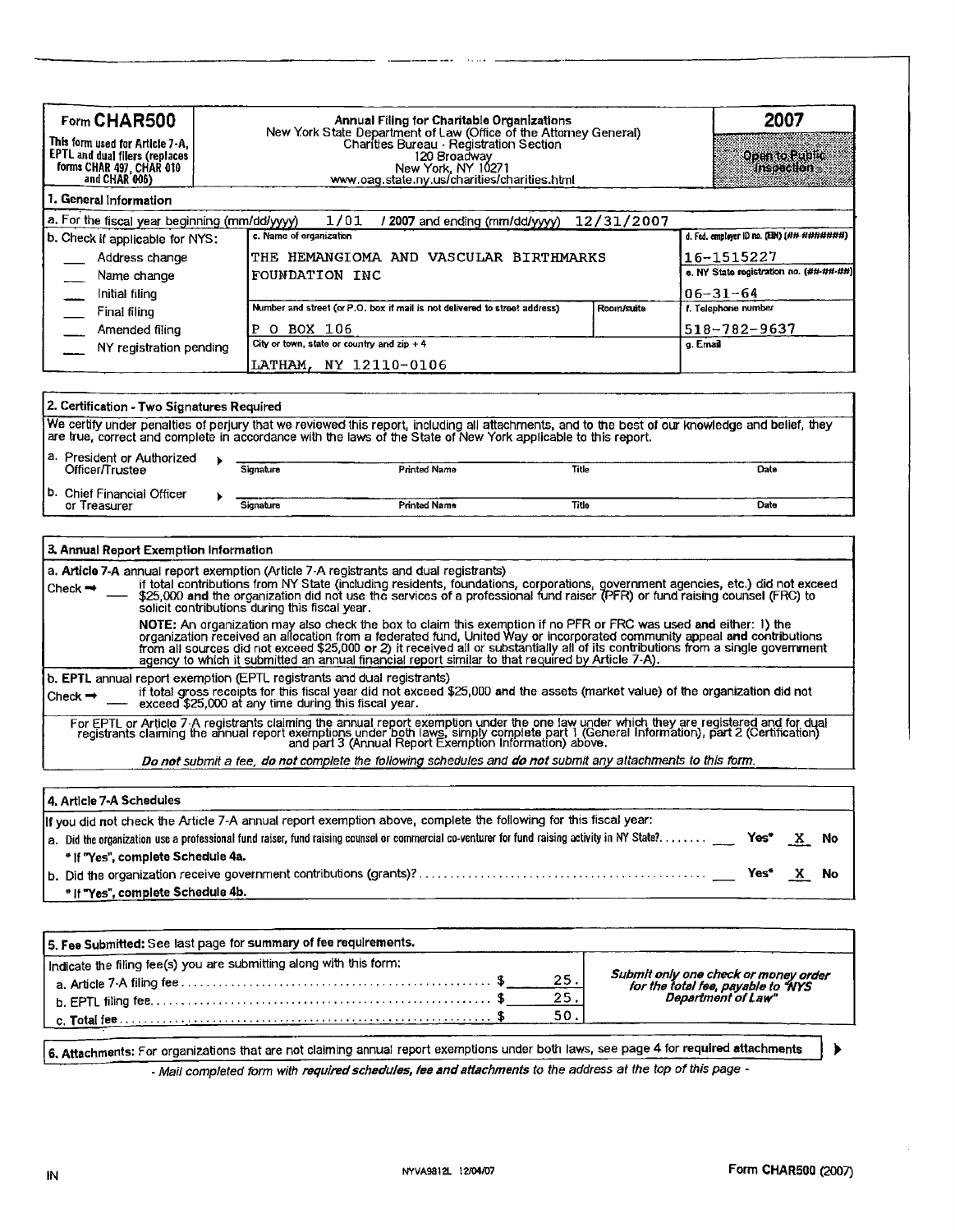| **Form CHAR500** This form used for Article 7-A, EPTL and dual filers (replaces forms CHAR 497, CHAR 010 and CHAR 006) | **Annual Filing for Charitable Organizations** New York State Department of Law (Office of the Attorney General) Charities Bureau - Registration Section 120 Broadway New York, NY 10271 www.oag.state.ny.us/charities/charities.html | **2007** Open to Public Inspection |
|---|---|---|

## 1. General Information

a. For the fiscal year beginning (mm/dd/yyyy) 1/01 / 2007 and ending (mm/dd/yyyy) 12/31/2007

| b. Check if applicable for NYS: | c. Name of organization | | d. Fed. employer ID no. (EIN) (##-#######) |
|---|---|---|---|
| ___ Address change | THE HEMANGIOMA AND VASCULAR BIRTHMARKS FOUNDATION INC | | 16-1515227 |
| ___ Name change | | | e. NY State registration no. (##-##-##) |
| ___ Initial filing | | | 06-31-64 |
| ___ Final filing | Number and street (or P.O. box if mail is not delivered to street address) | Room/suite | f. Telephone number |
| ___ Amended filing | P O BOX 106 | | 518-782-9637 |
| ___ NY registration pending | City or town, state or country and zip + 4 | | g. Email |
| | LATHAM, NY 12110-0106 | | |

## 2. Certification - Two Signatures Required

We certify under penalties of perjury that we reviewed this report, including all attachments, and to the best of our knowledge and belief, they are true, correct and complete in accordance with the laws of the State of New York applicable to this report.

| | Signature | Printed Name | Title | Date |
|---|---|---|---|---|
| a. President or Authorized Officer/Trustee ▸ | | | | |
| b. Chief Financial Officer or Treasurer ▸ | | | | |

## 3. Annual Report Exemption Information

a. **Article 7-A** annual report exemption (Article 7-A registrants and dual registrants)

Check ➡ ___ if total contributions from NY State (including residents, foundations, corporations, government agencies, etc.) did not exceed $25,000 **and** the organization did not use the services of a professional fund raiser (PFR) or fund raising counsel (FRC) to solicit contributions during this fiscal year.

**NOTE:** An organization may also check the box to claim this exemption if no PFR or FRC was used **and** either: 1) the organization received an allocation from a federated fund, United Way or incorporated community appeal **and** contributions from all sources did not exceed $25,000 **or** 2) it received all or substantially all of its contributions from a single government agency to which it submitted an annual financial report similar to that required by Article 7-A).

b. **EPTL** annual report exemption (EPTL registrants and dual registrants)

Check ➡ ___ if total gross receipts for this fiscal year did not exceed $25,000 **and** the assets (market value) of the organization did not exceed $25,000 at any time during this fiscal year.

For EPTL or Article 7-A registrants claiming the annual report exemption under the one law under which they are registered and for dual registrants claiming the annual report exemptions under both laws, simply complete part 1 (General Information), part 2 (Certification) and part 3 (Annual Report Exemption Information) above.

***Do not** submit a fee, **do not** complete the following schedules and **do not** submit any attachments to this form.*

## 4. Article 7-A Schedules

If you did **not** check the Article 7-A annual report exemption above, complete the following for this fiscal year:

a. Did the organization use a professional fund raiser, fund raising counsel or commercial co-venturer for fund raising activity in NY State? ___ Yes* X No

\* If "Yes", complete Schedule 4a.

b. Did the organization receive government contributions (grants)? ___ Yes* X No

\* If "Yes", complete Schedule 4b.

## 5. Fee Submitted: See last page for summary of fee requirements.

Indicate the filing fee(s) you are submitting along with this form:

| | |
|---|---|
| a. Article 7-A filing fee | $ 25. |
| b. EPTL filing fee | $ 25. |
| c. Total fee | $ 50. |

*Submit only one check or money order for the total fee, payable to "NYS Department of Law"*

**6. Attachments:** For organizations that are not claiming annual report exemptions under both laws, see page 4 for **required attachments** ▶

*- Mail completed form with **required schedules, fee and attachments** to the address at the top of this page -*

IN NYVA9812L 12/04/07 Form **CHAR500** (2007)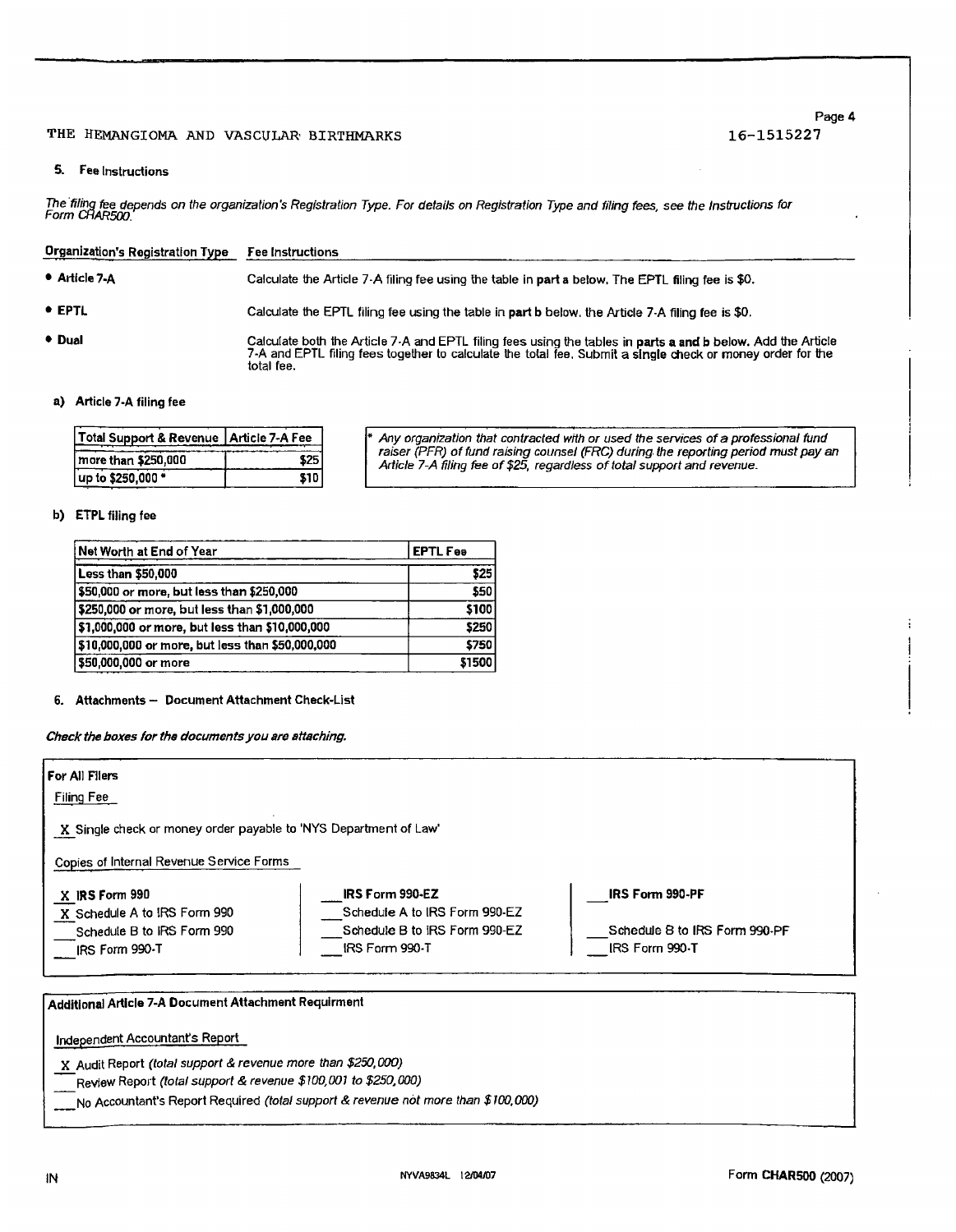THE HEMANGIOMA AND VASCULAR BIRTHMARKS 16-1515227

## 5. Fee Instructions

*The filing fee depends on the organization's Registration Type. For details on Registration Type and filing fees, see the Instructions for Form CHAR500.*

| Organization's Registration Type | Fee Instructions |
|---|---|
| • **Article 7-A** | Calculate the Article 7-A filing fee using the table in **part a** below. The EPTL filing fee is $0. |
| • **EPTL** | Calculate the EPTL filing fee using the table in **part b** below. the Article 7-A filing fee is $0. |
| • **Dual** | Calculate both the Article 7-A and EPTL filing fees using the tables in **parts a and b below.** Add the Article 7-A and EPTL filing fees together to calculate the total fee. Submit a **single** check or money order for the total fee. |

### a) Article 7-A filing fee

| Total Support & Revenue | Article 7-A Fee |
|---|---|
| more than $250,000 | $25 |
| up to $250,000 * | $10 |

*\* Any organization that contracted with or used the services of a professional fund raiser (PFR) of fund raising counsel (FRC) during the reporting period must pay an Article 7-A filing fee of $25, regardless of total support and revenue.*

### b) ETPL filing fee

| Net Worth at End of Year | EPTL Fee |
|---|---|
| Less than $50,000 | $25 |
| $50,000 or more, but less than $250,000 | $50 |
| $250,000 or more, but less than $1,000,000 | $100 |
| $1,000,000 or more, but less than $10,000,000 | $250 |
| $10,000,000 or more, but less than $50,000,000 | $750 |
| $50,000,000 or more | $1500 |

## 6. Attachments — Document Attachment Check-List

***Check the boxes for the documents you are attaching.***

**For All Filers**

Filing Fee

X Single check or money order payable to 'NYS Department of Law'

Copies of Internal Revenue Service Forms

| | | |
|---|---|---|
| X **IRS Form 990** | ___ **IRS Form 990-EZ** | ___ **IRS Form 990-PF** |
| X Schedule A to IRS Form 990 | ___ Schedule A to IRS Form 990-EZ | |
| ___ Schedule B to IRS Form 990 | ___ Schedule B to IRS Form 990-EZ | ___ Schedule B to IRS Form 990-PF |
| ___ IRS Form 990-T | ___ IRS Form 990-T | ___ IRS Form 990-T |

**Additional Article 7-A Document Attachment Requirment**

Independent Accountant's Report

X Audit Report *(total support & revenue more than $250,000)*

___ Review Report *(total support & revenue $100,001 to $250,000)*

___ No Accountant's Report Required *(total support & revenue not more than $100,000)*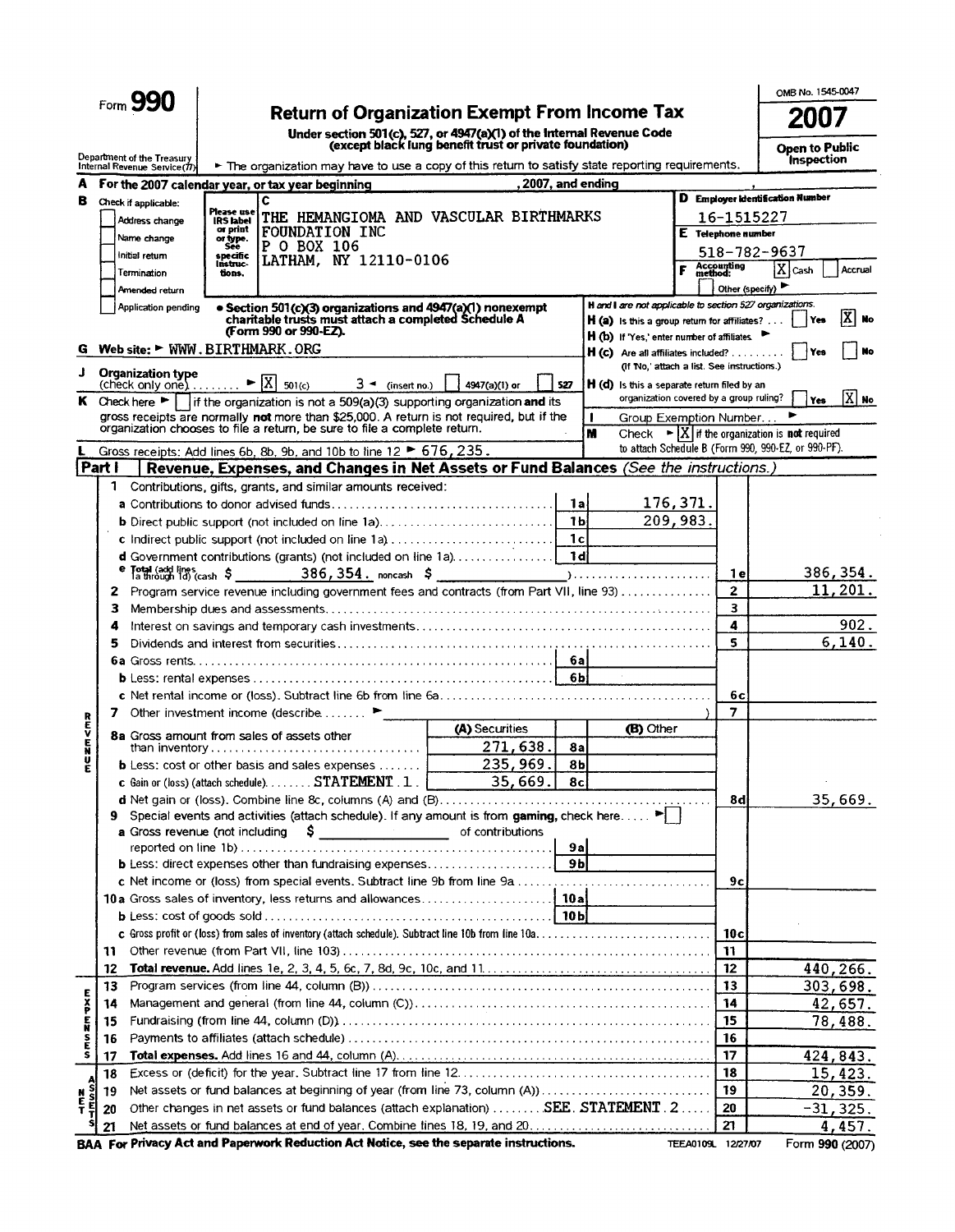Form **990**

Department of the Treasury
Internal Revenue Service (77)

# Return of Organization Exempt From Income Tax

**Under section 501(c), 527, or 4947(a)(1) of the Internal Revenue Code (except black lung benefit trust or private foundation)**

► The organization may have to use a copy of this return to satisfy state reporting requirements.

OMB No. 1545-0047

**2007**

**Open to Public Inspection**

**A** For the 2007 calendar year, or tax year beginning , 2007, and ending ,

**B** Check if applicable:
- [ ] Address change
- [ ] Name change
- [ ] Initial return
- [ ] Termination
- [ ] Amended return
- [ ] Application pending

Please use IRS label or print or type. See specific instructions.

**C** THE HEMANGIOMA AND VASCULAR BIRTHMARKS FOUNDATION INC
P O BOX 106
LATHAM, NY 12110-0106

**D** Employer Identification Number: 16-1515227

**E** Telephone number: 518-782-9637

**F** Accounting method: [X] Cash [ ] Accrual [ ] Other (specify) ►

• **Section 501(c)(3) organizations and 4947(a)(1) nonexempt charitable trusts must attach a completed Schedule A (Form 990 or 990-EZ).**

**H and I are not applicable to section 527 organizations.**

**H (a)** Is this a group return for affiliates? [ ] Yes [X] No

**H (b)** If 'Yes,' enter number of affiliates ►

**H (c)** Are all affiliates included? [ ] Yes [ ] No (If 'No,' attach a list. See instructions.)

**H (d)** Is this a separate return filed by an organization covered by a group ruling? [ ] Yes [X] No

**G** Web site: ► WWW.BIRTHMARK.ORG

**J** Organization type (check only one) ► [X] 501(c) ( 3 ◄ (insert no.) [ ] 4947(a)(1) or [ ] 527

**K** Check here ► [ ] if the organization is not a 509(a)(3) supporting organization **and** its gross receipts are normally **not** more than $25,000. A return is not required, but if the organization chooses to file a return, be sure to file a complete return.

**I** Group Exemption Number... ►

**M** Check ► [X] if the organization is **not** required to attach Schedule B (Form 990, 990-EZ, or 990-PF).

**L** Gross receipts: Add lines 6b, 8b, 9b, and 10b to line 12 ► 676,235.

## Part I Revenue, Expenses, and Changes in Net Assets or Fund Balances *(See the instructions.)*

### Revenue

| Line | Description | | | | Line | Amount |
|---|---|---|---|---|---|---|
| 1 | Contributions, gifts, grants, and similar amounts received: | | | | | |
| a | Contributions to donor advised funds | 1a | 176,371. | | | |
| b | Direct public support (not included on line 1a) | 1b | 209,983. | | | |
| c | Indirect public support (not included on line 1a) | 1c | | | | |
| d | Government contributions (grants) (not included on line 1a) | 1d | | | | |
| e | Total (add lines 1a through 1d) (cash $ 386,354. noncash $ ) | | | | 1e | 386,354. |
| 2 | Program service revenue including government fees and contracts (from Part VII, line 93) | | | | 2 | 11,201. |
| 3 | Membership dues and assessments | | | | 3 | |
| 4 | Interest on savings and temporary cash investments | | | | 4 | 902. |
| 5 | Dividends and interest from securities | | | | 5 | 6,140. |
| 6a | Gross rents | 6a | | | | |
| b | Less: rental expenses | 6b | | | | |
| c | Net rental income or (loss). Subtract line 6b from line 6a | | | | 6c | |
| 7 | Other investment income (describe ► ) | | | | 7 | |

| Line | Description | (A) Securities | | (B) Other | Line | Amount |
|---|---|---|---|---|---|---|
| 8a | Gross amount from sales of assets other than inventory | 271,638. | 8a | | | |
| b | Less: cost or other basis and sales expenses | 235,969. | 8b | | | |
| c | Gain or (loss) (attach schedule) STATEMENT 1 | 35,669. | 8c | | | |
| d | Net gain or (loss). Combine line 8c, columns (A) and (B) | | | | 8d | 35,669. |

| Line | Description | | | Line | Amount |
|---|---|---|---|---|---|
| 9 | Special events and activities (attach schedule). If any amount is from **gaming**, check here ► [ ] | | | | |
| a | Gross revenue (not including $ of contributions reported on line 1b) | 9a | | | |
| b | Less: direct expenses other than fundraising expenses | 9b | | | |
| c | Net income or (loss) from special events. Subtract line 9b from line 9a | | | 9c | |
| 10a | Gross sales of inventory, less returns and allowances | 10a | | | |
| b | Less: cost of goods sold | 10b | | | |
| c | Gross profit or (loss) from sales of inventory (attach schedule). Subtract line 10b from line 10a | | | 10c | |
| 11 | Other revenue (from Part VII, line 103) | | | 11 | |
| 12 | **Total revenue.** Add lines 1e, 2, 3, 4, 5, 6c, 7, 8d, 9c, 10c, and 11 | | | 12 | 440,266. |

### Expenses

| Line | Description | Line | Amount |
|---|---|---|---|
| 13 | Program services (from line 44, column (B)) | 13 | 303,698. |
| 14 | Management and general (from line 44, column (C)) | 14 | 42,657. |
| 15 | Fundraising (from line 44, column (D)) | 15 | 78,488. |
| 16 | Payments to affiliates (attach schedule) | 16 | |
| 17 | **Total expenses.** Add lines 16 and 44, column (A) | 17 | 424,843. |

### Net Assets

| Line | Description | Line | Amount |
|---|---|---|---|
| 18 | Excess or (deficit) for the year. Subtract line 17 from line 12 | 18 | 15,423. |
| 19 | Net assets or fund balances at beginning of year (from line 73, column (A)) | 19 | 20,359. |
| 20 | Other changes in net assets or fund balances (attach explanation) SEE STATEMENT 2 | 20 | -31,325. |
| 21 | Net assets or fund balances at end of year. Combine lines 18, 19, and 20 | 21 | 4,457. |

**BAA For Privacy Act and Paperwork Reduction Act Notice, see the separate instructions.** TEEA0109L 12/27/07 Form **990** (2007)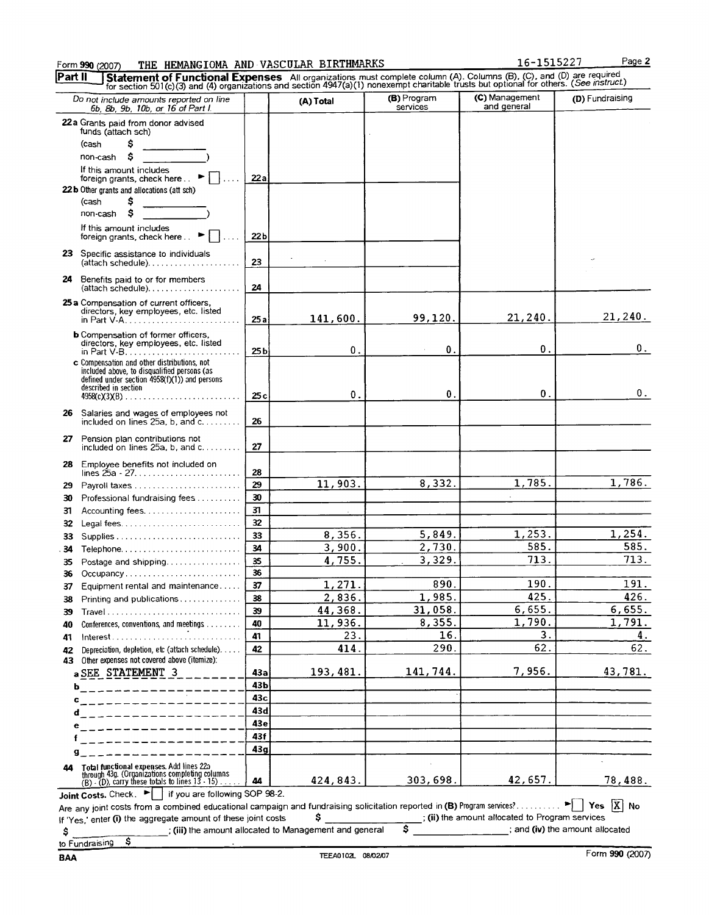Form **990** (2007) THE HEMANGIOMA AND VASCULAR BIRTHMARKS 16-1515227 Page **2**

**Part II** **Statement of Functional Expenses** All organizations must complete column (A). Columns (B), (C), and (D) are required for section 501(c)(3) and (4) organizations and section 4947(a)(1) nonexempt charitable trusts but optional for others. *(See instruct.)*

| *Do not include amounts reported on line 6b, 8b, 9b, 10b, or 16 of Part I.* | | (A) Total | (B) Program services | (C) Management and general | (D) Fundraising |
|---|---|---|---|---|---|
| **22a** Grants paid from donor advised funds (attach sch) (cash $ ______ non-cash $ ______ ) If this amount includes foreign grants, check here ► [ ] | 22a | | | | |
| **22b** Other grants and allocations (att sch) (cash $ ______ non-cash $ ______ ) If this amount includes foreign grants, check here ► [ ] | 22b | | | | |
| **23** Specific assistance to individuals (attach schedule) | 23 | | | | |
| **24** Benefits paid to or for members (attach schedule) | 24 | | | | |
| **25a** Compensation of current officers, directors, key employees, etc. listed in Part V-A | 25a | 141,600. | 99,120. | 21,240. | 21,240. |
| **b** Compensation of former officers, directors, key employees, etc. listed in Part V-B | 25b | 0. | 0. | 0. | 0. |
| **c** Compensation and other distributions, not included above, to disqualified persons (as defined under section 4958(f)(1)) and persons described in section 4958(c)(3)(B) | 25c | 0. | 0. | 0. | 0. |
| **26** Salaries and wages of employees not included on lines 25a, b, and c | 26 | | | | |
| **27** Pension plan contributions not included on lines 25a, b, and c | 27 | | | | |
| **28** Employee benefits not included on lines 25a - 27 | 28 | | | | |
| **29** Payroll taxes | 29 | 11,903. | 8,332. | 1,785. | 1,786. |
| **30** Professional fundraising fees | 30 | | | | |
| **31** Accounting fees | 31 | | | | |
| **32** Legal fees | 32 | | | | |
| **33** Supplies | 33 | 8,356. | 5,849. | 1,253. | 1,254. |
| **34** Telephone | 34 | 3,900. | 2,730. | 585. | 585. |
| **35** Postage and shipping | 35 | 4,755. | 3,329. | 713. | 713. |
| **36** Occupancy | 36 | | | | |
| **37** Equipment rental and maintenance | 37 | 1,271. | 890. | 190. | 191. |
| **38** Printing and publications | 38 | 2,836. | 1,985. | 425. | 426. |
| **39** Travel | 39 | 44,368. | 31,058. | 6,655. | 6,655. |
| **40** Conferences, conventions, and meetings | 40 | 11,936. | 8,355. | 1,790. | 1,791. |
| **41** Interest | 41 | 23. | 16. | 3. | 4. |
| **42** Depreciation, depletion, etc (attach schedule) | 42 | 414. | 290. | 62. | 62. |
| **43** Other expenses not covered above (itemize): | | | | | |
| **a** SEE STATEMENT 3 | 43a | 193,481. | 141,744. | 7,956. | 43,781. |
| **b** | 43b | | | | |
| **c** | 43c | | | | |
| **d** | 43d | | | | |
| **e** | 43e | | | | |
| **f** | 43f | | | | |
| **g** | 43g | | | | |
| **44 Total functional expenses.** Add lines 22a through 43g. (Organizations completing columns (B) - (D), carry these totals to lines 13 - 15) | 44 | 424,843. | 303,698. | 42,657. | 78,488. |

**Joint Costs.** Check. ► [ ] if you are following SOP 98-2.

Are any joint costs from a combined educational campaign and fundraising solicitation reported in **(B)** Program services? ► [ ] **Yes** [X] **No**

If 'Yes,' enter **(i)** the aggregate amount of these joint costs $ ______ ; **(ii)** the amount allocated to Program services $ ______ ; **(iii)** the amount allocated to Management and general $ ______ ; and **(iv)** the amount allocated to Fundraising $ ______

BAA TEEA0102L 08/02/07 Form **990** (2007)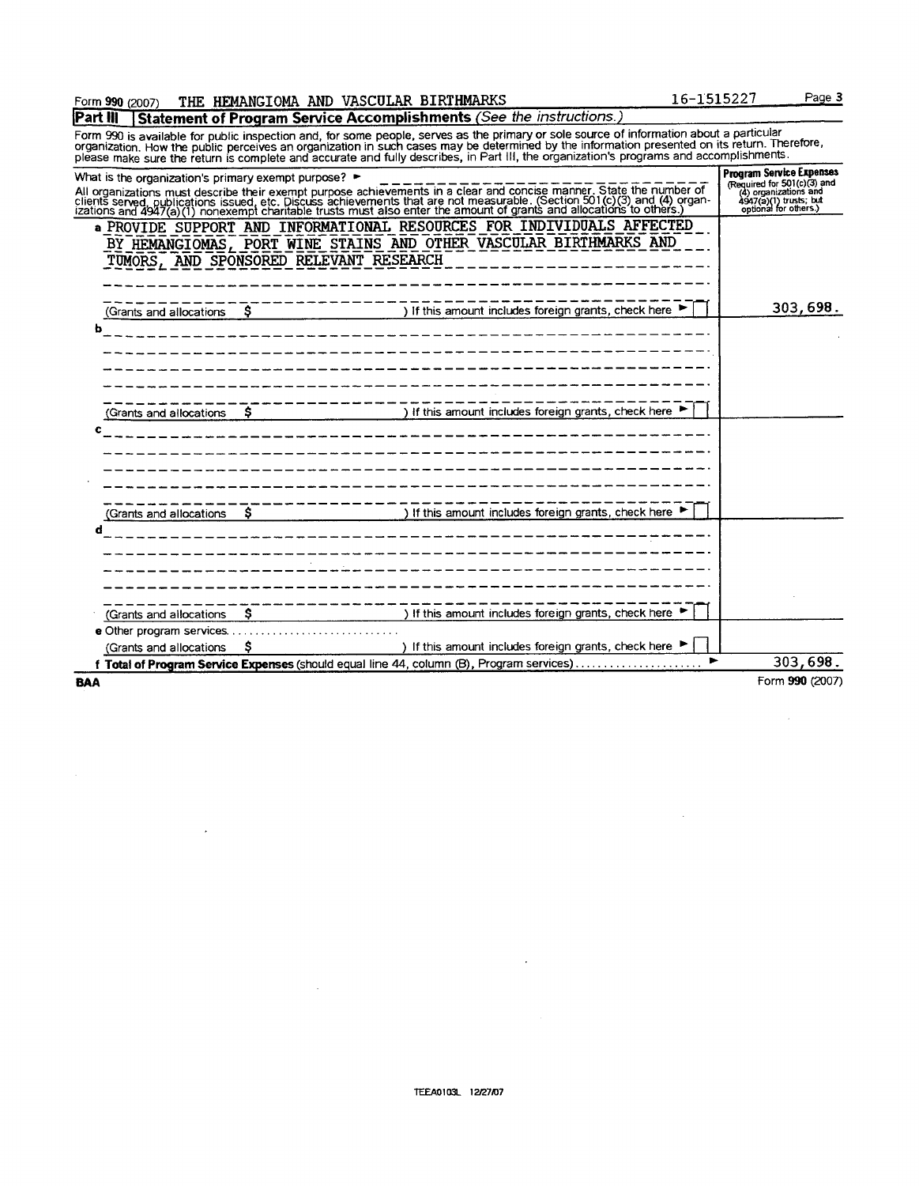Form **990** (2007) THE HEMANGIOMA AND VASCULAR BIRTHMARKS 16-1515227

**Part III** **Statement of Program Service Accomplishments** *(See the instructions.)*

Form 990 is available for public inspection and, for some people, serves as the primary or sole source of information about a particular organization. How the public perceives an organization in such cases may be determined by the information presented on its return. Therefore, please make sure the return is complete and accurate and fully describes, in Part III, the organization's programs and accomplishments.

| What is the organization's primary exempt purpose? ►<br>All organizations must describe their exempt purpose achievements in a clear and concise manner. State the number of clients served, publications issued, etc. Discuss achievements that are not measurable. (Section 501(c)(3) and (4) organizations and 4947(a)(1) nonexempt charitable trusts must also enter the amount of grants and allocations to others.) | **Program Service Expenses** (Required for 501(c)(3) and (4) organizations and 4947(a)(1) trusts; but optional for others.) |
|---|---|
| **a** PROVIDE SUPPORT AND INFORMATIONAL RESOURCES FOR INDIVIDUALS AFFECTED BY HEMANGIOMAS, PORT WINE STAINS AND OTHER VASCULAR BIRTHMARKS AND TUMORS, AND SPONSORED RELEVANT RESEARCH<br>(Grants and allocations $ ) If this amount includes foreign grants, check here ► ☐ | 303,698. |
| **b**<br>(Grants and allocations $ ) If this amount includes foreign grants, check here ► ☐ | |
| **c**<br>(Grants and allocations $ ) If this amount includes foreign grants, check here ► ☐ | |
| **d**<br>(Grants and allocations $ ) If this amount includes foreign grants, check here ► ☐ | |
| **e** Other program services<br>(Grants and allocations $ ) If this amount includes foreign grants, check here ► ☐ | |
| **f Total of Program Service Expenses** (should equal line 44, column (B), Program services) ► | 303,698. |

BAA Form **990** (2007)

TEEA0103L 12/27/07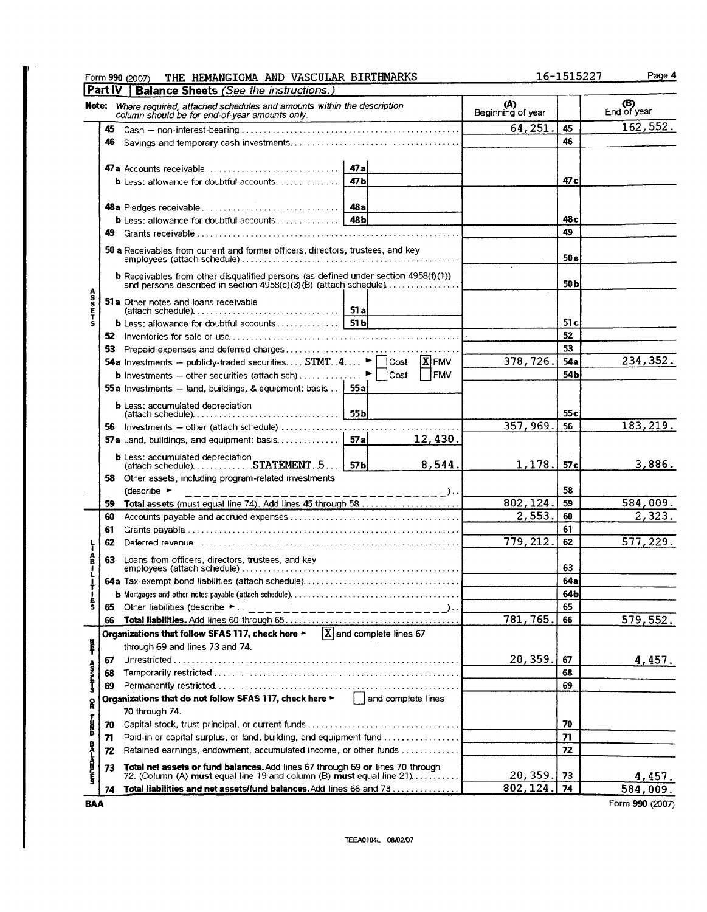Form **990** (2007) THE HEMANGIOMA AND VASCULAR BIRTHMARKS 16-1515227

## Part IV | Balance Sheets *(See the instructions.)*

**Note:** *Where required, attached schedules and amounts within the description column should be for end-of-year amounts only.*

| | | | (A) Beginning of year | | (B) End of year |
|---|---|---|---|---|---|
| **ASSETS** | **45** Cash — non-interest-bearing | | 64,251. | **45** | 162,552. |
| | **46** Savings and temporary cash investments | | | **46** | |
| | **47a** Accounts receivable | **47a** | | | |
| | **b** Less: allowance for doubtful accounts | **47b** | | **47c** | |
| | **48a** Pledges receivable | **48a** | | | |
| | **b** Less: allowance for doubtful accounts | **48b** | | **48c** | |
| | **49** Grants receivable | | | **49** | |
| | **50a** Receivables from current and former officers, directors, trustees, and key employees (attach schedule) | | | **50a** | |
| | **b** Receivables from other disqualified persons (as defined under section 4958(f)(1)) and persons described in section 4958(c)(3)(B) (attach schedule) | | | **50b** | |
| | **51a** Other notes and loans receivable (attach schedule) | **51a** | | | |
| | **b** Less: allowance for doubtful accounts | **51b** | | **51c** | |
| | **52** Inventories for sale or use | | | **52** | |
| | **53** Prepaid expenses and deferred charges | | | **53** | |
| | **54a** Investments — publicly-traded securities STMT 4 ► [ ] Cost [X] FMV | | 378,726. | **54a** | 234,352. |
| | **b** Investments — other securities (attach sch) ► [ ] Cost [ ] FMV | | | **54b** | |
| | **55a** Investments — land, buildings, & equipment: basis | **55a** | | | |
| | **b** Less: accumulated depreciation (attach schedule) | **55b** | | **55c** | |
| | **56** Investments — other (attach schedule) | | 357,969. | **56** | 183,219. |
| | **57a** Land, buildings, and equipment: basis | **57a** 12,430. | | | |
| | **b** Less: accumulated depreciation (attach schedule) STATEMENT 5 | **57b** 8,544. | 1,178. | **57c** | 3,886. |
| | **58** Other assets, including program-related investments (describe ► ) | | | **58** | |
| | **59 Total assets** (must equal line 74). Add lines 45 through 58 | | 802,124. | **59** | 584,009. |
| **LIABILITIES** | **60** Accounts payable and accrued expenses | | 2,553. | **60** | 2,323. |
| | **61** Grants payable | | | **61** | |
| | **62** Deferred revenue | | 779,212. | **62** | 577,229. |
| | **63** Loans from officers, directors, trustees, and key employees (attach schedule) | | | **63** | |
| | **64a** Tax-exempt bond liabilities (attach schedule) | | | **64a** | |
| | **b** Mortgages and other notes payable (attach schedule) | | | **64b** | |
| | **65** Other liabilities (describe ► ) | | | **65** | |
| | **66 Total liabilities.** Add lines 60 through 65 | | 781,765. | **66** | 579,552. |
| **NET ASSETS OR FUND BALANCES** | **Organizations that follow SFAS 117, check here** ► [X] and complete lines 67 through 69 and lines 73 and 74. | | | | |
| | **67** Unrestricted | | 20,359. | **67** | 4,457. |
| | **68** Temporarily restricted | | | **68** | |
| | **69** Permanently restricted | | | **69** | |
| | **Organizations that do not follow SFAS 117, check here** ► [ ] and complete lines 70 through 74. | | | | |
| | **70** Capital stock, trust principal, or current funds | | | **70** | |
| | **71** Paid-in or capital surplus, or land, building, and equipment fund | | | **71** | |
| | **72** Retained earnings, endowment, accumulated income, or other funds | | | **72** | |
| | **73 Total net assets or fund balances.** Add lines 67 through 69 **or** lines 70 through 72. (Column (A) **must** equal line 19 and column (B) **must** equal line 21) | | 20,359. | **73** | 4,457. |
| | **74 Total liabilities and net assets/fund balances.** Add lines 66 and 73 | | 802,124. | **74** | 584,009. |

**BAA** Form **990** (2007)

TEEA0104L 08/02/07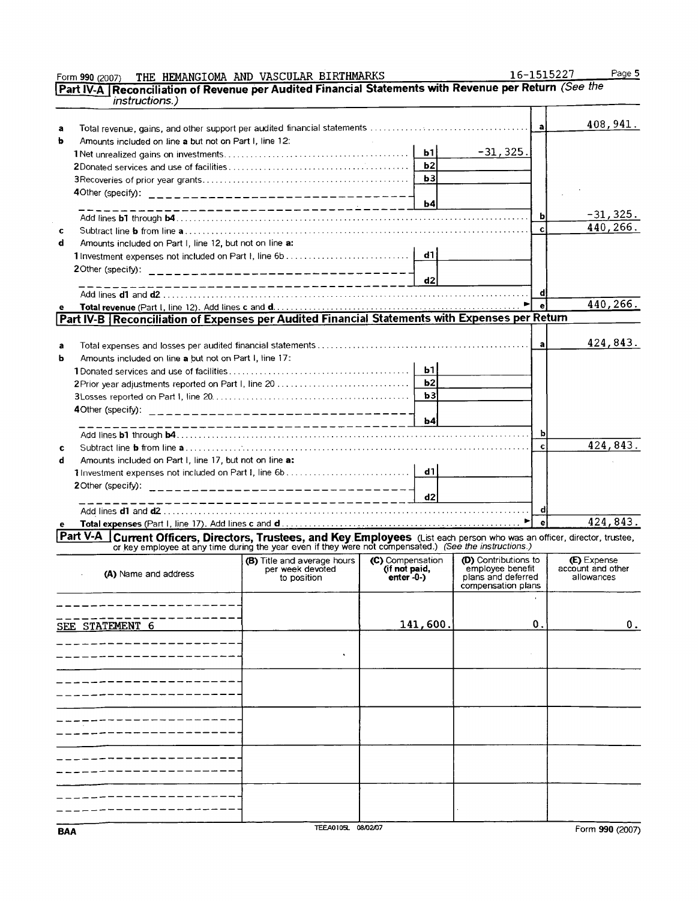Form 990 (2007) THE HEMANGIOMA AND VASCULAR BIRTHMARKS 16-1515227

## Part IV-A Reconciliation of Revenue per Audited Financial Statements with Revenue per Return *(See the instructions.)*

| | | | | | |
|---|---|---|---|---|---|
| **a** | Total revenue, gains, and other support per audited financial statements | | | a | 408,941. |
| **b** | Amounts included on line **a** but not on Part I, line 12: | | | | |
| | 1 Net unrealized gains on investments | b1 | -31,325. | | |
| | 2 Donated services and use of facilities | b2 | | | |
| | 3 Recoveries of prior year grants | b3 | | | |
| | 4 Other (specify): | b4 | | | |
| | Add lines **b1** through **b4** | | | b | -31,325. |
| **c** | Subtract line **b** from line **a** | | | c | 440,266. |
| **d** | Amounts included on Part I, line 12, but not on line **a:** | | | | |
| | 1 Investment expenses not included on Part I, line 6b | d1 | | | |
| | 2 Other (specify): | d2 | | | |
| | Add lines **d1** and **d2** | | | d | |
| **e** | **Total revenue** (Part I, line 12). Add lines **c** and **d** | | | e | 440,266. |

## Part IV-B Reconciliation of Expenses per Audited Financial Statements with Expenses per Return

| | | | | | |
|---|---|---|---|---|---|
| **a** | Total expenses and losses per audited financial statements | | | a | 424,843. |
| **b** | Amounts included on line **a** but not on Part I, line 17: | | | | |
| | 1 Donated services and use of facilities | b1 | | | |
| | 2 Prior year adjustments reported on Part I, line 20 | b2 | | | |
| | 3 Losses reported on Part I, line 20 | b3 | | | |
| | 4 Other (specify): | b4 | | | |
| | Add lines **b1** through **b4** | | | b | |
| **c** | Subtract line **b** from line **a** | | | c | 424,843. |
| **d** | Amounts included on Part I, line 17, but not on line **a:** | | | | |
| | 1 Investment expenses not included on Part I, line 6b | d1 | | | |
| | 2 Other (specify): | d2 | | | |
| | Add lines **d1** and **d2** | | | d | |
| **e** | **Total expenses** (Part I, line 17). Add lines **c** and **d** | | | e | 424,843. |

## Part V-A Current Officers, Directors, Trustees, and Key Employees
(List each person who was an officer, director, trustee, or key employee at any time during the year even if they were not compensated.) *(See the instructions.)*

| (A) Name and address | (B) Title and average hours per week devoted to position | (C) Compensation (if not paid, enter -0-) | (D) Contributions to employee benefit plans and deferred compensation plans | (E) Expense account and other allowances |
|---|---|---|---|---|
| SEE STATEMENT 6 | | 141,600. | 0. | 0. |
| | | | | |
| | | | | |
| | | | | |
| | | | | |
| | | | | |

BAA TEEA0105L 08/02/07 Form 990 (2007)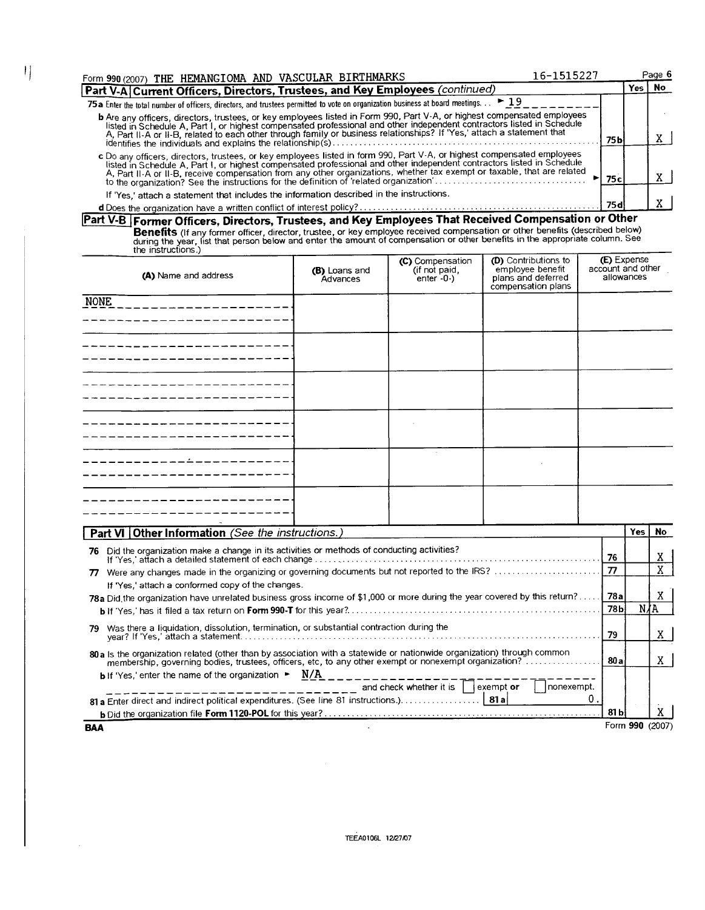Form 990 (2007) THE HEMANGIOMA AND VASCULAR BIRTHMARKS 16-1515227 Page 6

## Part V-A Current Officers, Directors, Trustees, and Key Employees *(continued)*

| | | Yes | No |
|---|---|---|---|
| **75a** Enter the total number of officers, directors, and trustees permitted to vote on organization business at board meetings . . . ► 19 | | | |
| **b** Are any officers, directors, trustees, or key employees listed in Form 990, Part V-A, or highest compensated employees listed in Schedule A, Part I, or highest compensated professional and other independent contractors listed in Schedule A, Part II-A or II-B, related to each other through family or business relationships? If 'Yes,' attach a statement that identifies the individuals and explains the relationship(s) | 75b | | X |
| **c** Do any officers, directors, trustees, or key employees listed in form 990, Part V-A, or highest compensated employees listed in Schedule A, Part I, or highest compensated professional and other independent contractors listed in Schedule A, Part II-A or II-B, receive compensation from any other organizations, whether tax exempt or taxable, that are related to the organization? See the instructions for the definition of 'related organization' ► | 75c | | X |
| If 'Yes,' attach a statement that includes the information described in the instructions. | | | |
| **d** Does the organization have a written conflict of interest policy? | 75d | | X |

## Part V-B Former Officers, Directors, Trustees, and Key Employees That Received Compensation or Other Benefits

(If any former officer, director, trustee, or key employee received compensation or other benefits (described below) during the year, list that person below and enter the amount of compensation or other benefits in the appropriate column. See the instructions.)

| (A) Name and address | (B) Loans and Advances | (C) Compensation (if not paid, enter -0-) | (D) Contributions to employee benefit plans and deferred compensation plans | (E) Expense account and other allowances |
|---|---|---|---|---|
| NONE | | | | |

## Part VI Other Information *(See the instructions.)*

| | | Yes | No |
|---|---|---|---|
| **76** Did the organization make a change in its activities or methods of conducting activities? If 'Yes,' attach a detailed statement of each change | 76 | | X |
| **77** Were any changes made in the organizing or governing documents but not reported to the IRS? | 77 | | X |
| If 'Yes,' attach a conformed copy of the changes. | | | |
| **78a** Did the organization have unrelated business gross income of $1,000 or more during the year covered by this return? | 78a | | X |
| **b** If 'Yes,' has it filed a tax return on **Form 990-T** for this year? | 78b | N/A | |
| **79** Was there a liquidation, dissolution, termination, or substantial contraction during the year? If 'Yes,' attach a statement | 79 | | X |
| **80a** Is the organization related (other than by association with a statewide or nationwide organization) through common membership, governing bodies, trustees, officers, etc, to any other exempt or nonexempt organization? | 80a | | X |
| **b** If 'Yes,' enter the name of the organization ► N/A and check whether it is ☐ exempt **or** ☐ nonexempt. | | | |
| **81a** Enter direct and indirect political expenditures. (See line 81 instructions.) **81a** 0. | | | |
| **b** Did the organization file **Form 1120-POL** for this year? | 81b | | X |

BAA Form **990** (2007)

TEEA0106L 12/27/07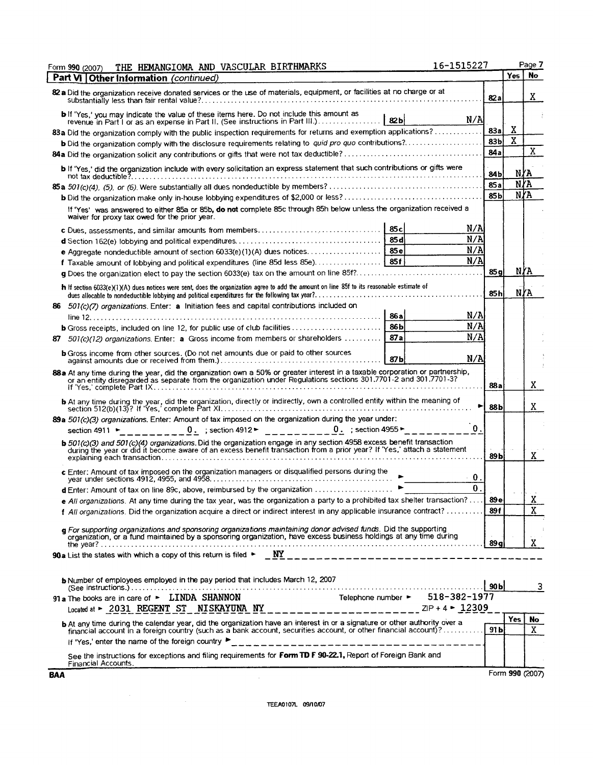Form 990 (2007) THE HEMANGIOMA AND VASCULAR BIRTHMARKS 16-1515227

## Part VI Other Information *(continued)*

| | | | Yes | No |
|---|---|---|---|---|
| **82a** Did the organization receive donated services or the use of materials, equipment, or facilities at no charge or at substantially less than fair rental value? | | 82a | | X |
| **b** If 'Yes,' you may indicate the value of these items here. Do not include this amount as revenue in Part I or as an expense in Part II. (See instructions in Part III.) | 82b N/A | | | |
| **83a** Did the organization comply with the public inspection requirements for returns and exemption applications? | | 83a | X | |
| **b** Did the organization comply with the disclosure requirements relating to *quid pro quo* contributions? | | 83b | X | |
| **84a** Did the organization solicit any contributions or gifts that were not tax deductible? | | 84a | | X |
| **b** If 'Yes,' did the organization include with every solicitation an express statement that such contributions or gifts were not tax deductible? | | 84b | N/A | |
| **85a** *501(c)(4), (5), or (6).* Were substantially all dues nondeductible by members? | | 85a | N/A | |
| **b** Did the organization make only in-house lobbying expenditures of $2,000 or less? | | 85b | N/A | |
| If 'Yes' was answered to either 85a or 85b, **do not** complete 85c through 85h below unless the organization received a waiver for proxy tax owed for the prior year. | | | | |
| **c** Dues, assessments, and similar amounts from members | 85c N/A | | | |
| **d** Section 162(e) lobbying and political expenditures | 85d N/A | | | |
| **e** Aggregate nondeductible amount of section 6033(e)(1)(A) dues notices | 85e N/A | | | |
| **f** Taxable amount of lobbying and political expenditures (line 85d less 85e) | 85f N/A | | | |
| **g** Does the organization elect to pay the section 6033(e) tax on the amount on line 85f? | | 85g | N/A | |
| **h** If section 6033(e)(1)(A) dues notices were sent, does the organization agree to add the amount on line 85f to its reasonable estimate of dues allocable to nondeductible lobbying and political expenditures for the following tax year? | | 85h | N/A | |
| **86** *501(c)(7) organizations.* Enter: **a** Initiation fees and capital contributions included on line 12 | 86a N/A | | | |
| **b** Gross receipts, included on line 12, for public use of club facilities | 86b N/A | | | |
| **87** *501(c)(12) organizations.* Enter: **a** Gross income from members or shareholders | 87a N/A | | | |
| **b** Gross income from other sources. (Do not net amounts due or paid to other sources against amounts due or received from them.) | 87b N/A | | | |
| **88a** At any time during the year, did the organization own a 50% or greater interest in a taxable corporation or partnership, or an entity disregarded as separate from the organization under Regulations sections 301.7701-2 and 301.7701-3? If 'Yes,' complete Part IX | | 88a | | X |
| **b** At any time during the year, did the organization, directly or indirectly, own a controlled entity within the meaning of section 512(b)(13)? If 'Yes,' complete Part XI | | 88b | | X |
| **89a** *501(c)(3) organizations.* Enter: Amount of tax imposed on the organization during the year under: section 4911 ► 0. ; section 4912 ► 0. ; section 4955 ► 0. | | | | |
| **b** *501(c)(3) and 501(c)(4) organizations.* Did the organization engage in any section 4958 excess benefit transaction during the year or did it become aware of an excess benefit transaction from a prior year? If 'Yes,' attach a statement explaining each transaction | | 89b | | X |
| **c** Enter: Amount of tax imposed on the organization managers or disqualified persons during the year under sections 4912, 4955, and 4958 | ► 0. | | | |
| **d** Enter: Amount of tax on line 89c, above, reimbursed by the organization | ► 0. | | | |
| **e** *All organizations.* At any time during the tax year, was the organization a party to a prohibited tax shelter transaction? | | 89e | | X |
| **f** *All organizations.* Did the organization acquire a direct or indirect interest in any applicable insurance contract? | | 89f | | X |
| **g** *For supporting organizations and sponsoring organizations maintaining donor advised funds.* Did the supporting organization, or a fund maintained by a sponsoring organization, have excess business holdings at any time during the year? | | 89g | | X |

**90a** List the states with which a copy of this return is filed ► NY

**b** Number of employees employed in the pay period that includes March 12, 2007 (See instructions.) — 90b: 3

**91a** The books are in care of ► LINDA SHANNON Telephone number ► 518-382-1977

Located at ► 2031 REGENT ST NISKAYUNA NY ZIP + 4 ► 12309

| | | Yes | No |
|---|---|---|---|
| **b** At any time during the calendar year, did the organization have an interest in or a signature or other authority over a financial account in a foreign country (such as a bank account, securities account, or other financial account)? | 91b | | X |

If 'Yes,' enter the name of the foreign country ►

See the instructions for exceptions and filing requirements for **Form TD F 90-22.1,** Report of Foreign Bank and Financial Accounts.

BAA Form 990 (2007)

TEEA0107L 09/10/07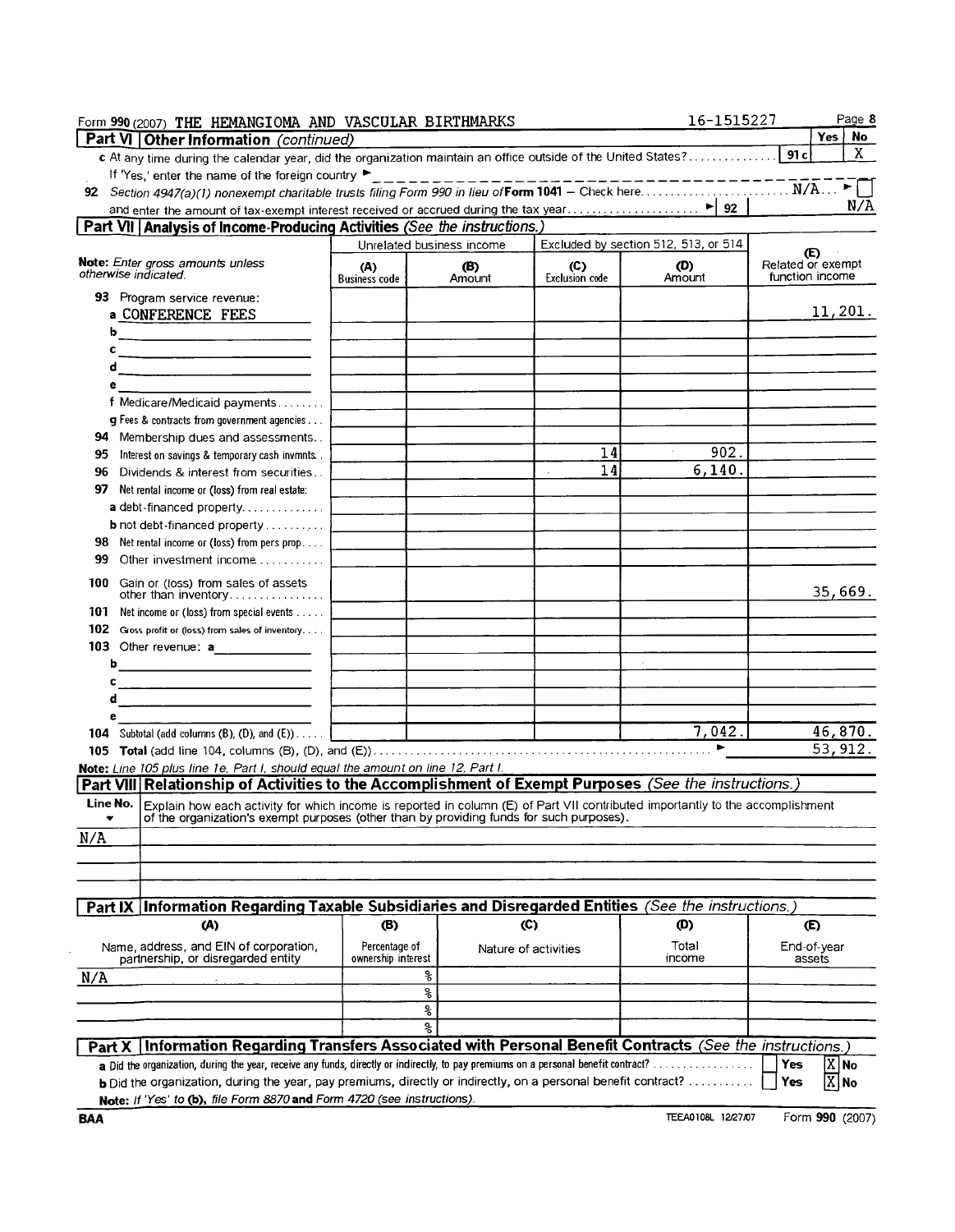Form **990** (2007) THE HEMANGIOMA AND VASCULAR BIRTHMARKS 16-1515227 Page 8

## Part VI Other Information *(continued)*

| | | Yes | No |
|---|---|---|---|
| **c** At any time during the calendar year, did the organization maintain an office outside of the United States? | 91c | | X |

If 'Yes,' enter the name of the foreign country ►

**92** Section 4947(a)(1) nonexempt charitable trusts filing Form 990 in lieu of **Form 1041** – Check here N/A ► ☐

and enter the amount of tax-exempt interest received or accrued during the tax year ► 92 N/A

## Part VII Analysis of Income-Producing Activities *(See the instructions.)*

| *Note: Enter gross amounts unless otherwise indicated.* | Unrelated business income | | Excluded by section 512, 513, or 514 | | (E) Related or exempt function income |
|---|---|---|---|---|---|
| | (A) Business code | (B) Amount | (C) Exclusion code | (D) Amount | |
| **93** Program service revenue: | | | | | |
| a CONFERENCE FEES | | | | | 11,201. |
| b | | | | | |
| c | | | | | |
| d | | | | | |
| e | | | | | |
| f Medicare/Medicaid payments | | | | | |
| g Fees & contracts from government agencies | | | | | |
| **94** Membership dues and assessments | | | | | |
| **95** Interest on savings & temporary cash invmnts | | | 14 | 902. | |
| **96** Dividends & interest from securities | | | 14 | 6,140. | |
| **97** Net rental income or (loss) from real estate: | | | | | |
| a debt-financed property | | | | | |
| b not debt-financed property | | | | | |
| **98** Net rental income or (loss) from pers prop | | | | | |
| **99** Other investment income | | | | | |
| **100** Gain or (loss) from sales of assets other than inventory | | | | | 35,669. |
| **101** Net income or (loss) from special events | | | | | |
| **102** Gross profit or (loss) from sales of inventory | | | | | |
| **103** Other revenue: a | | | | | |
| b | | | | | |
| c | | | | | |
| d | | | | | |
| e | | | | | |
| **104** Subtotal (add columns (B), (D), and (E)) | | | | 7,042. | 46,870. |
| **105** **Total** (add line 104, columns (B), (D), and (E)) ► | | | | | 53,912. |

**Note:** *Line 105 plus line 1e, Part I, should equal the amount on line 12, Part I.*

## Part VIII Relationship of Activities to the Accomplishment of Exempt Purposes *(See the instructions.)*

| Line No. ▼ | Explain how each activity for which income is reported in column (E) of Part VII contributed importantly to the accomplishment of the organization's exempt purposes (other than by providing funds for such purposes). |
|---|---|
| N/A | |

## Part IX Information Regarding Taxable Subsidiaries and Disregarded Entities *(See the instructions.)*

| (A) Name, address, and EIN of corporation, partnership, or disregarded entity | (B) Percentage of ownership interest | (C) Nature of activities | (D) Total income | (E) End-of-year assets |
|---|---|---|---|---|
| N/A | % | | | |
| | % | | | |
| | % | | | |
| | % | | | |

## Part X Information Regarding Transfers Associated with Personal Benefit Contracts *(See the instructions.)*

**a** Did the organization, during the year, receive any funds, directly or indirectly, to pay premiums on a personal benefit contract? ☐ Yes ☒ No

**b** Did the organization, during the year, pay premiums, directly or indirectly, on a personal benefit contract? ☐ Yes ☒ No

**Note:** *If 'Yes' to (b), file Form 8870* **and** *Form 4720 (see instructions).*

BAA TEEA0108L 12/27/07 Form **990** (2007)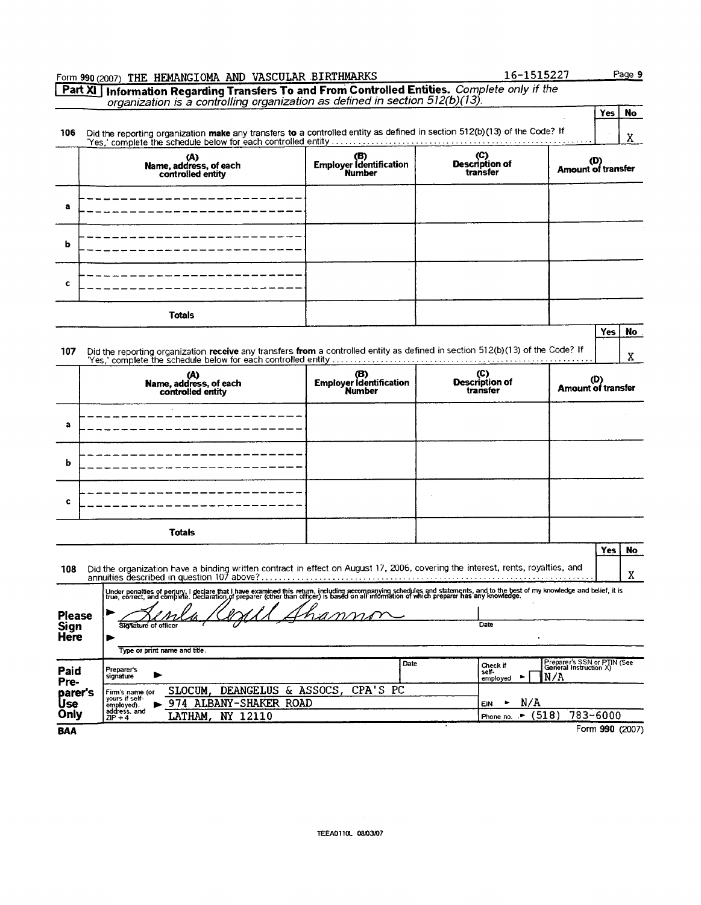Form 990 (2007) THE HEMANGIOMA AND VASCULAR BIRTHMARKS 16-1515227

**Part XI Information Regarding Transfers To and From Controlled Entities.** *Complete only if the organization is a controlling organization as defined in section 512(b)(13).*

| | | Yes | No |
|---|---|---|---|
| 106 | Did the reporting organization **make** any transfers **to** a controlled entity as defined in section 512(b)(13) of the Code? If 'Yes,' complete the schedule below for each controlled entity | | X |

| | (A) Name, address, of each controlled entity | (B) Employer Identification Number | (C) Description of transfer | (D) Amount of transfer |
|---|---|---|---|---|
| a | | | | |
| b | | | | |
| c | | | | |
| | Totals | | | |

| | | Yes | No |
|---|---|---|---|
| 107 | Did the reporting organization **receive** any transfers **from** a controlled entity as defined in section 512(b)(13) of the Code? If 'Yes,' complete the schedule below for each controlled entity | | X |

| | (A) Name, address, of each controlled entity | (B) Employer Identification Number | (C) Description of transfer | (D) Amount of transfer |
|---|---|---|---|---|
| a | | | | |
| b | | | | |
| c | | | | |
| | Totals | | | |

| | | Yes | No |
|---|---|---|---|
| 108 | Did the organization have a binding written contract in effect on August 17, 2006, covering the interest, rents, royalties, and annuities described in question 107 above? | | X |

**Please Sign Here**

Under penalties of perjury, I declare that I have examined this return, including accompanying schedules and statements, and to the best of my knowledge and belief, it is true, correct, and complete. Declaration of preparer (other than officer) is based on all information of which preparer has any knowledge.

► Linda Rozell Shannon

Signature of officer | Date

►

Type or print name and title.

**Paid Preparer's Use Only**

| | | | |
|---|---|---|---|
| Preparer's signature ► | Date | Check if self-employed ► ☐ | Preparer's SSN or PTIN (See General Instruction X) N/A |
| Firm's name (or yours if self-employed), address, and ZIP + 4 | SLOCUM, DEANGELUS & ASSOCS, CPA'S PC | | |
| | 974 ALBANY-SHAKER ROAD | EIN ► N/A | |
| | LATHAM, NY 12110 | Phone no. ► (518) 783-6000 | |

BAA Form **990** (2007)

TEEA0110L 08/03/07